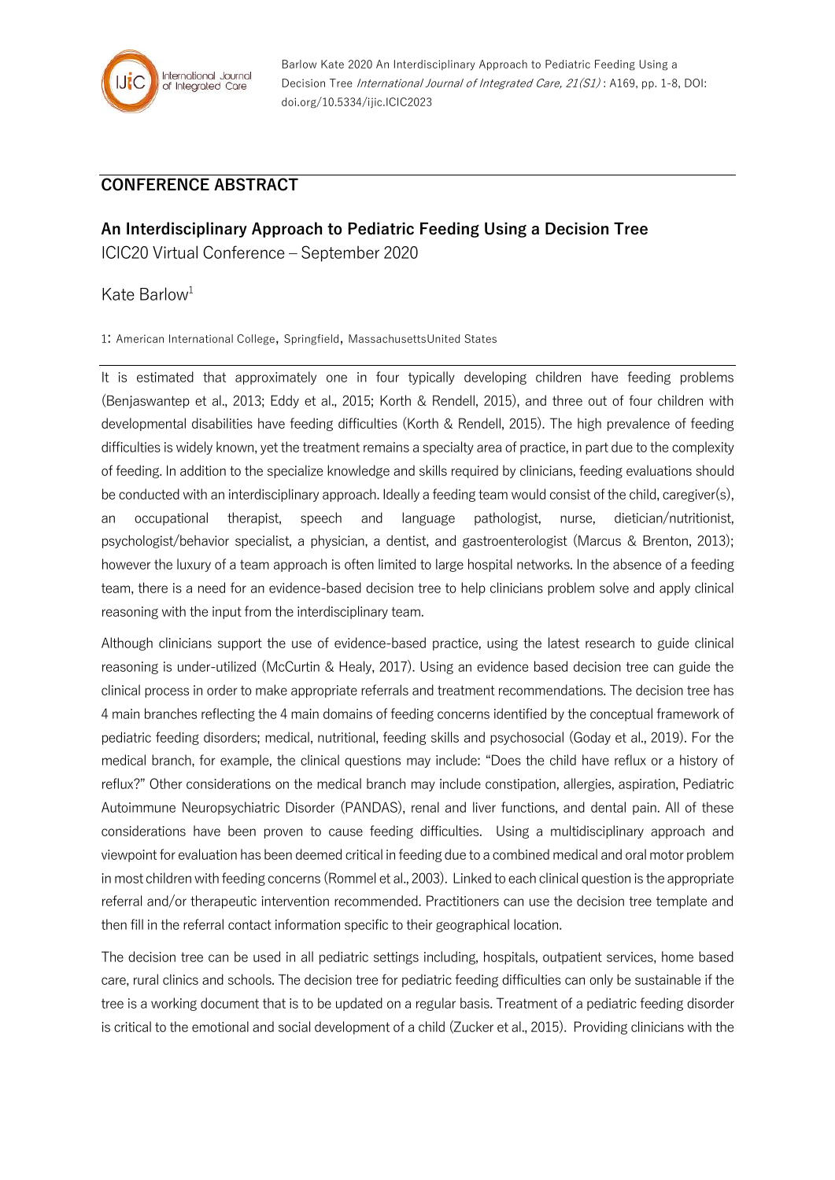Barlow Kate 2020 An Interdisciplinary Approach to Pediatric Feeding Using a Decision Tree *International Journal of Integrated Care, 21(S1)* : A169, pp. 1-8, DOI: doi.org/10.5334/ijic.ICIC2023

## CONFERENCE ABSTRACT

# An Interdisciplinary Approach to Pediatric Feeding Using a Decision Tree

ICIC20 Virtual Conference – September 2020

Kate Barlow[1]

1: American International College, Springfield, MassachusettsUnited States

It is estimated that approximately one in four typically developing children have feeding problems (Benjaswantep et al., 2013; Eddy et al., 2015; Korth & Rendell, 2015), and three out of four children with developmental disabilities have feeding difficulties (Korth & Rendell, 2015). The high prevalence of feeding difficulties is widely known, yet the treatment remains a specialty area of practice, in part due to the complexity of feeding. In addition to the specialize knowledge and skills required by clinicians, feeding evaluations should be conducted with an interdisciplinary approach. Ideally a feeding team would consist of the child, caregiver(s), an occupational therapist, speech and language pathologist, nurse, dietician/nutritionist, psychologist/behavior specialist, a physician, a dentist, and gastroenterologist (Marcus & Brenton, 2013); however the luxury of a team approach is often limited to large hospital networks. In the absence of a feeding team, there is a need for an evidence-based decision tree to help clinicians problem solve and apply clinical reasoning with the input from the interdisciplinary team.

Although clinicians support the use of evidence-based practice, using the latest research to guide clinical reasoning is under-utilized (McCurtin & Healy, 2017). Using an evidence based decision tree can guide the clinical process in order to make appropriate referrals and treatment recommendations. The decision tree has 4 main branches reflecting the 4 main domains of feeding concerns identified by the conceptual framework of pediatric feeding disorders; medical, nutritional, feeding skills and psychosocial (Goday et al., 2019). For the medical branch, for example, the clinical questions may include: "Does the child have reflux or a history of reflux?" Other considerations on the medical branch may include constipation, allergies, aspiration, Pediatric Autoimmune Neuropsychiatric Disorder (PANDAS), renal and liver functions, and dental pain. All of these considerations have been proven to cause feeding difficulties. Using a multidisciplinary approach and viewpoint for evaluation has been deemed critical in feeding due to a combined medical and oral motor problem in most children with feeding concerns (Rommel et al., 2003). Linked to each clinical question is the appropriate referral and/or therapeutic intervention recommended. Practitioners can use the decision tree template and then fill in the referral contact information specific to their geographical location.

The decision tree can be used in all pediatric settings including, hospitals, outpatient services, home based care, rural clinics and schools. The decision tree for pediatric feeding difficulties can only be sustainable if the tree is a working document that is to be updated on a regular basis. Treatment of a pediatric feeding disorder is critical to the emotional and social development of a child (Zucker et al., 2015). Providing clinicians with the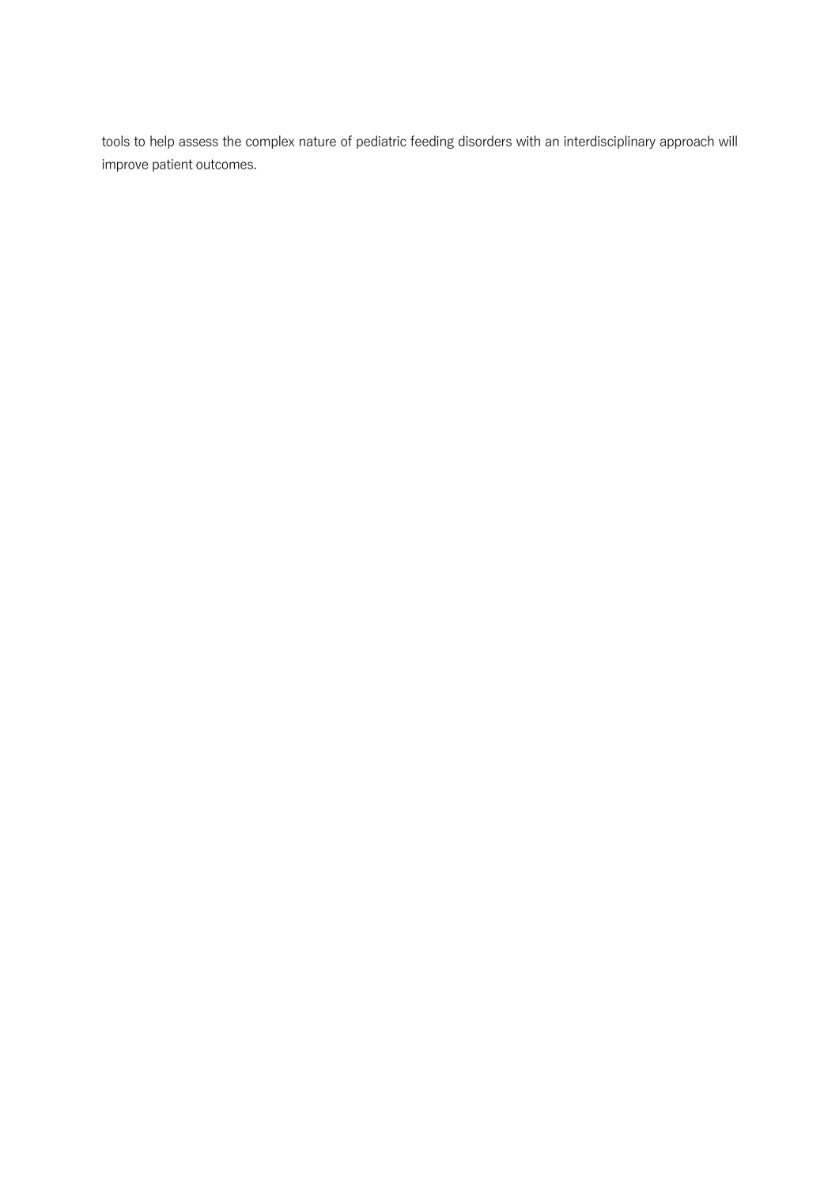tools to help assess the complex nature of pediatric feeding disorders with an interdisciplinary approach will improve patient outcomes.